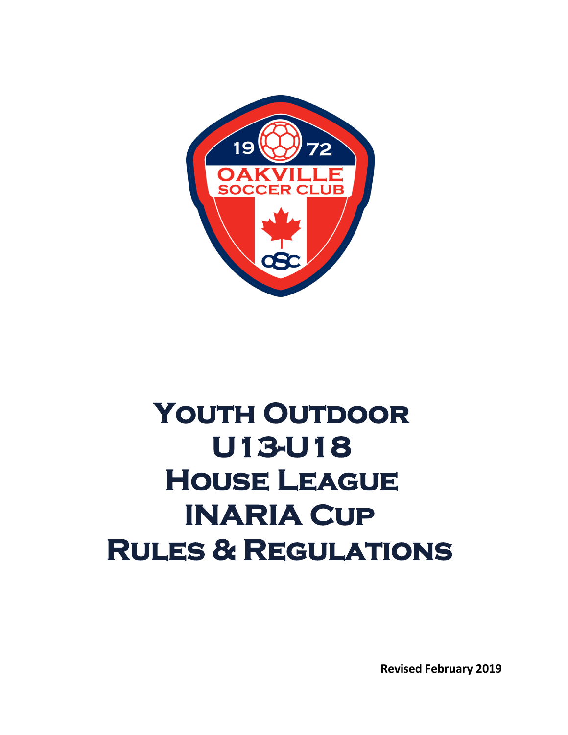# Youth Outdoor
# U13-U18
# House League
# INARIA Cup
# Rules & Regulations

**Revised February 2019**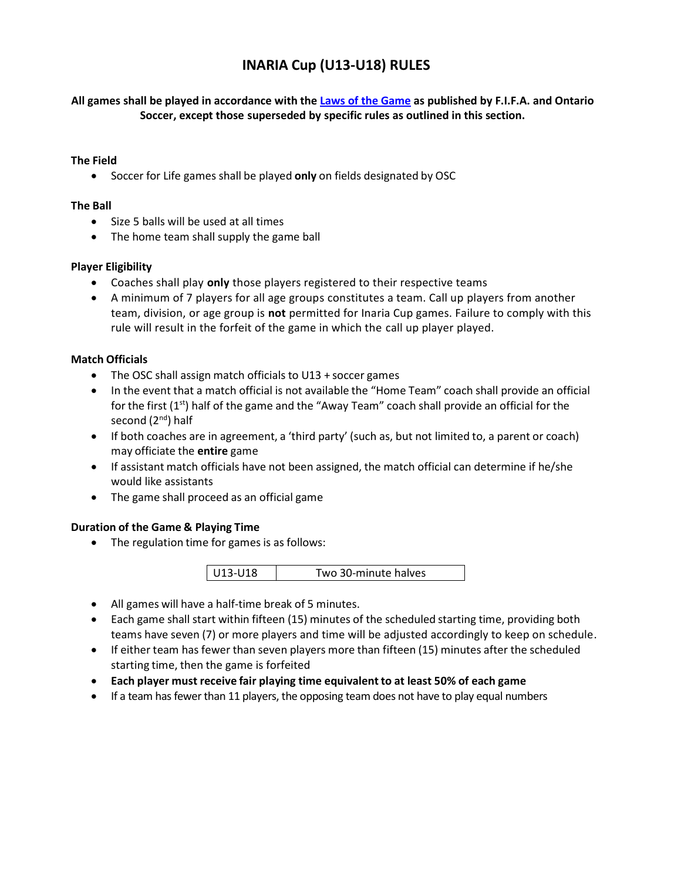# INARIA Cup (U13-U18) RULES

**All games shall be played in accordance with the [Laws of the Game] as published by F.I.F.A. and Ontario Soccer, except those superseded by specific rules as outlined in this section.**

### The Field

- Soccer for Life games shall be played **only** on fields designated by OSC

### The Ball

- Size 5 balls will be used at all times
- The home team shall supply the game ball

### Player Eligibility

- Coaches shall play **only** those players registered to their respective teams
- A minimum of 7 players for all age groups constitutes a team. Call up players from another team, division, or age group is **not** permitted for Inaria Cup games. Failure to comply with this rule will result in the forfeit of the game in which the call up player played.

### Match Officials

- The OSC shall assign match officials to U13 + soccer games
- In the event that a match official is not available the "Home Team" coach shall provide an official for the first (1st) half of the game and the "Away Team" coach shall provide an official for the second (2nd) half
- If both coaches are in agreement, a 'third party' (such as, but not limited to, a parent or coach) may officiate the **entire** game
- If assistant match officials have not been assigned, the match official can determine if he/she would like assistants
- The game shall proceed as an official game

### Duration of the Game & Playing Time

- The regulation time for games is as follows:

| U13-U18 | Two 30-minute halves |
| --- | --- |

- All games will have a half-time break of 5 minutes.
- Each game shall start within fifteen (15) minutes of the scheduled starting time, providing both teams have seven (7) or more players and time will be adjusted accordingly to keep on schedule.
- If either team has fewer than seven players more than fifteen (15) minutes after the scheduled starting time, then the game is forfeited
- **Each player must receive fair playing time equivalent to at least 50% of each game**
- If a team has fewer than 11 players, the opposing team does not have to play equal numbers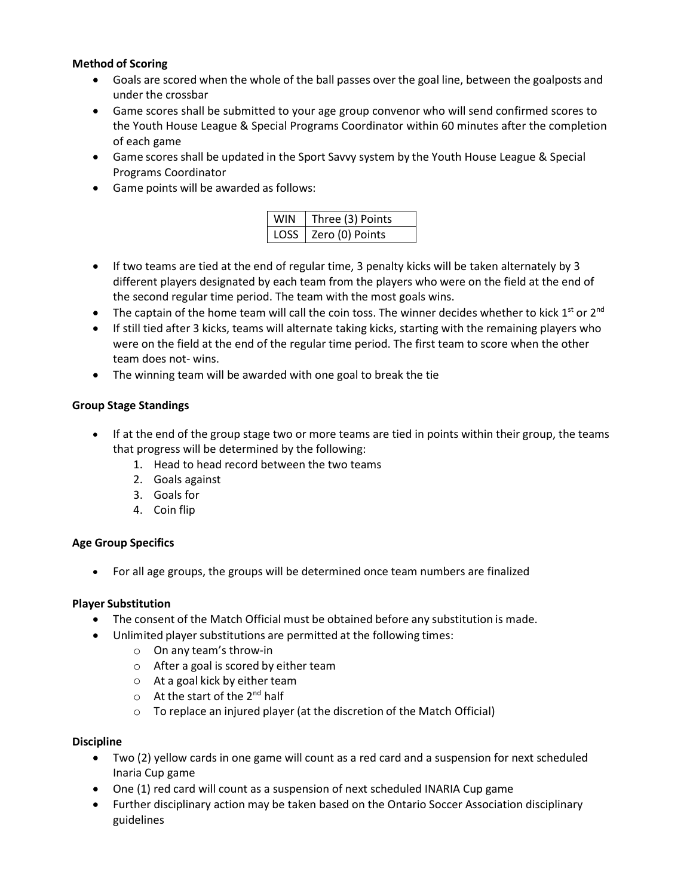**Method of Scoring**

- Goals are scored when the whole of the ball passes over the goal line, between the goalposts and under the crossbar
- Game scores shall be submitted to your age group convenor who will send confirmed scores to the Youth House League & Special Programs Coordinator within 60 minutes after the completion of each game
- Game scores shall be updated in the Sport Savvy system by the Youth House League & Special Programs Coordinator
- Game points will be awarded as follows:

| WIN | Three (3) Points |
|---|---|
| LOSS | Zero (0) Points |

- If two teams are tied at the end of regular time, 3 penalty kicks will be taken alternately by 3 different players designated by each team from the players who were on the field at the end of the second regular time period. The team with the most goals wins.
- The captain of the home team will call the coin toss. The winner decides whether to kick 1st or 2nd
- If still tied after 3 kicks, teams will alternate taking kicks, starting with the remaining players who were on the field at the end of the regular time period. The first team to score when the other team does not- wins.
- The winning team will be awarded with one goal to break the tie

**Group Stage Standings**

- If at the end of the group stage two or more teams are tied in points within their group, the teams that progress will be determined by the following:
  1. Head to head record between the two teams
  2. Goals against
  3. Goals for
  4. Coin flip

**Age Group Specifics**

- For all age groups, the groups will be determined once team numbers are finalized

**Player Substitution**

- The consent of the Match Official must be obtained before any substitution is made.
- Unlimited player substitutions are permitted at the following times:
  - On any team's throw-in
  - After a goal is scored by either team
  - At a goal kick by either team
  - At the start of the 2nd half
  - To replace an injured player (at the discretion of the Match Official)

**Discipline**

- Two (2) yellow cards in one game will count as a red card and a suspension for next scheduled Inaria Cup game
- One (1) red card will count as a suspension of next scheduled INARIA Cup game
- Further disciplinary action may be taken based on the Ontario Soccer Association disciplinary guidelines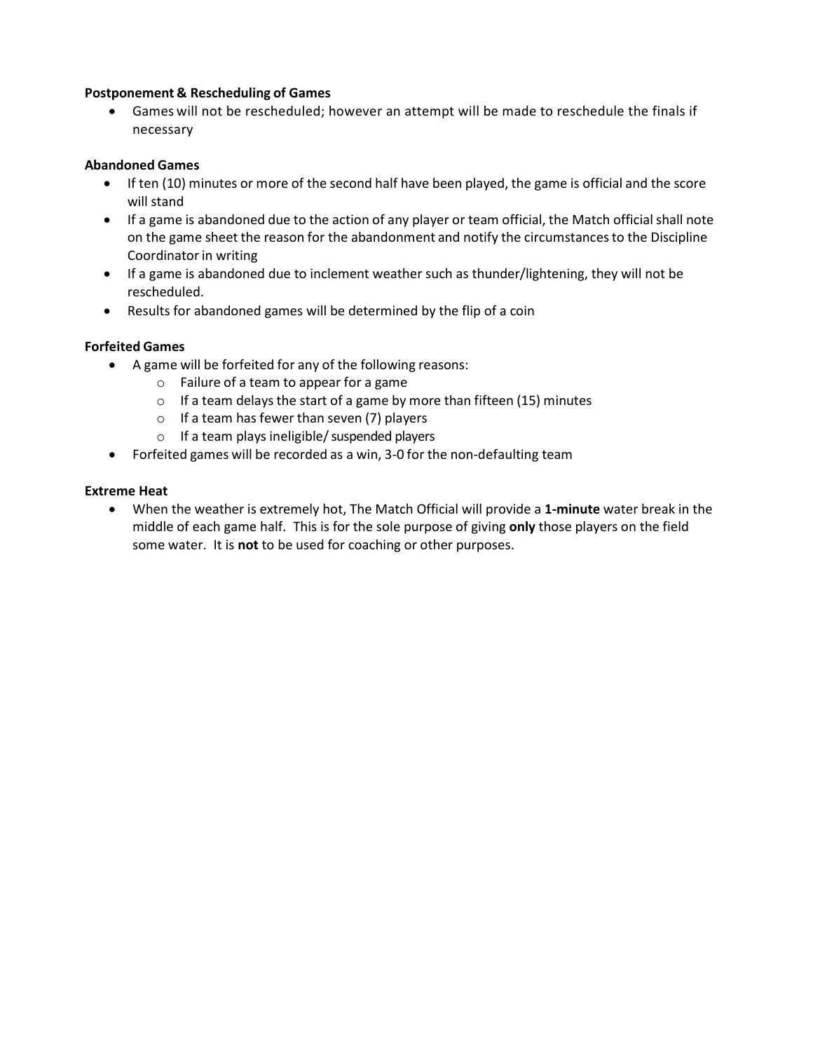**Postponement & Rescheduling of Games**

- Games will not be rescheduled; however an attempt will be made to reschedule the finals if necessary

**Abandoned Games**

- If ten (10) minutes or more of the second half have been played, the game is official and the score will stand
- If a game is abandoned due to the action of any player or team official, the Match official shall note on the game sheet the reason for the abandonment and notify the circumstances to the Discipline Coordinator in writing
- If a game is abandoned due to inclement weather such as thunder/lightening, they will not be rescheduled.
- Results for abandoned games will be determined by the flip of a coin

**Forfeited Games**

- A game will be forfeited for any of the following reasons:
  - Failure of a team to appear for a game
  - If a team delays the start of a game by more than fifteen (15) minutes
  - If a team has fewer than seven (7) players
  - If a team plays ineligible/ suspended players
- Forfeited games will be recorded as a win, 3-0 for the non-defaulting team

**Extreme Heat**

- When the weather is extremely hot, The Match Official will provide a **1-minute** water break in the middle of each game half. This is for the sole purpose of giving **only** those players on the field some water. It is **not** to be used for coaching or other purposes.